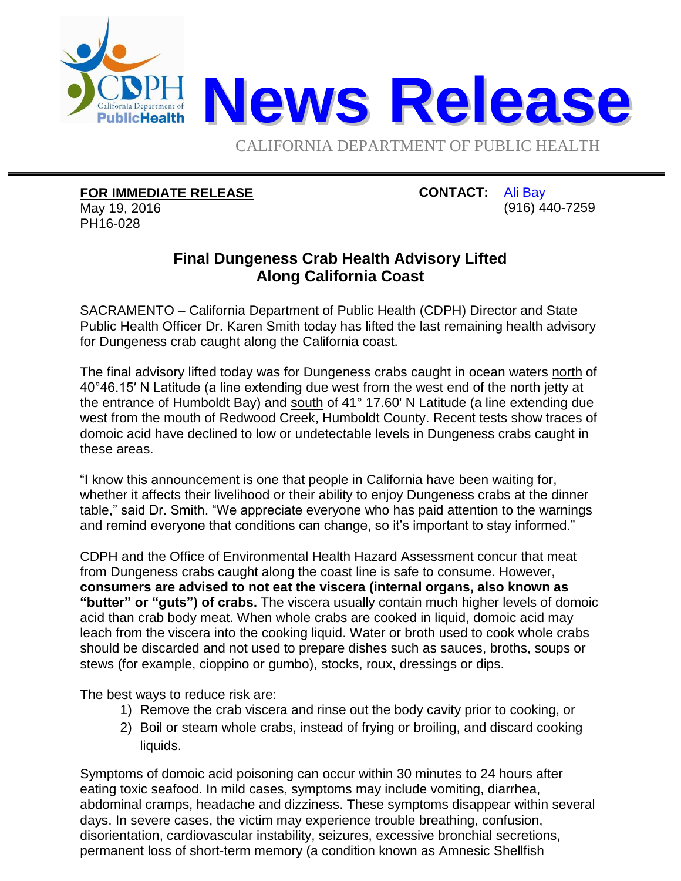# News Release

CALIFORNIA DEPARTMENT OF PUBLIC HEALTH

**FOR IMMEDIATE RELEASE**
May 19, 2016
PH16-028

**CONTACT:** Ali Bay
(916) 440-7259

## Final Dungeness Crab Health Advisory Lifted Along California Coast

SACRAMENTO – California Department of Public Health (CDPH) Director and State Public Health Officer Dr. Karen Smith today has lifted the last remaining health advisory for Dungeness crab caught along the California coast.

The final advisory lifted today was for Dungeness crabs caught in ocean waters north of 40°46.15′ N Latitude (a line extending due west from the west end of the north jetty at the entrance of Humboldt Bay) and south of 41° 17.60' N Latitude (a line extending due west from the mouth of Redwood Creek, Humboldt County. Recent tests show traces of domoic acid have declined to low or undetectable levels in Dungeness crabs caught in these areas.

"I know this announcement is one that people in California have been waiting for, whether it affects their livelihood or their ability to enjoy Dungeness crabs at the dinner table," said Dr. Smith. "We appreciate everyone who has paid attention to the warnings and remind everyone that conditions can change, so it's important to stay informed."

CDPH and the Office of Environmental Health Hazard Assessment concur that meat from Dungeness crabs caught along the coast line is safe to consume. However, **consumers are advised to not eat the viscera (internal organs, also known as "butter" or "guts") of crabs.** The viscera usually contain much higher levels of domoic acid than crab body meat. When whole crabs are cooked in liquid, domoic acid may leach from the viscera into the cooking liquid. Water or broth used to cook whole crabs should be discarded and not used to prepare dishes such as sauces, broths, soups or stews (for example, cioppino or gumbo), stocks, roux, dressings or dips.

The best ways to reduce risk are:

1) Remove the crab viscera and rinse out the body cavity prior to cooking, or
2) Boil or steam whole crabs, instead of frying or broiling, and discard cooking liquids.

Symptoms of domoic acid poisoning can occur within 30 minutes to 24 hours after eating toxic seafood. In mild cases, symptoms may include vomiting, diarrhea, abdominal cramps, headache and dizziness. These symptoms disappear within several days. In severe cases, the victim may experience trouble breathing, confusion, disorientation, cardiovascular instability, seizures, excessive bronchial secretions, permanent loss of short-term memory (a condition known as Amnesic Shellfish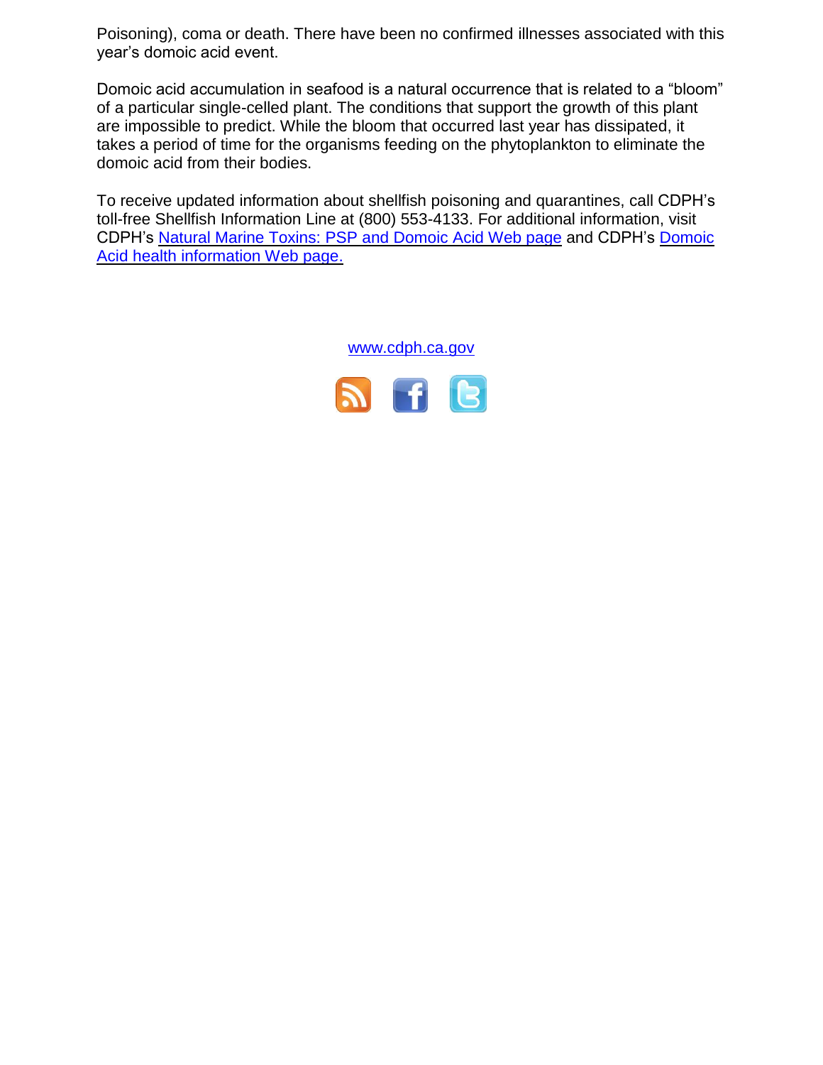Poisoning), coma or death. There have been no confirmed illnesses associated with this year's domoic acid event.

Domoic acid accumulation in seafood is a natural occurrence that is related to a "bloom" of a particular single-celled plant. The conditions that support the growth of this plant are impossible to predict. While the bloom that occurred last year has dissipated, it takes a period of time for the organisms feeding on the phytoplankton to eliminate the domoic acid from their bodies.

To receive updated information about shellfish poisoning and quarantines, call CDPH's toll-free Shellfish Information Line at (800) 553-4133. For additional information, visit CDPH's Natural Marine Toxins: PSP and Domoic Acid Web page and CDPH's Domoic Acid health information Web page.

www.cdph.ca.gov